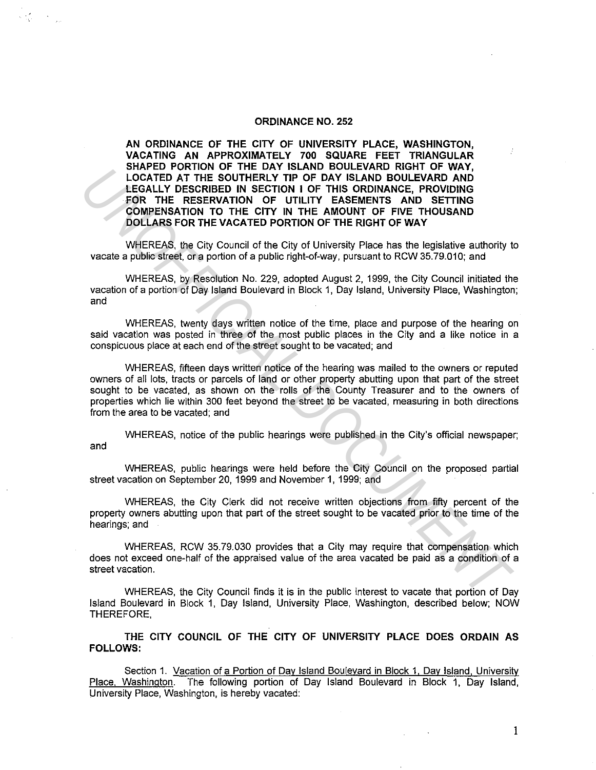# ORDINANCE NO. 252

**AN ORDINANCE OF THE CITY OF UNIVERSITY PLACE, WASHINGTON, VACATING AN APPROXIMATELY 700 SQUARE FEET TRIANGULAR SHAPED PORTION OF THE DAY ISLAND BOULEVARD RIGHT OF WAY, LOCATED AT THE SOUTHERLY TIP OF DAY ISLAND BOULEVARD AND LEGALLY DESCRIBED IN SECTION I OF THIS ORDINANCE, PROVIDING FOR THE RESERVATION OF UTILITY EASEMENTS AND SETTING COMPENSATION TO THE CITY IN THE AMOUNT OF FIVE THOUSAND DOLLARS FOR THE VACATED PORTION OF THE RIGHT OF WAY**

WHEREAS, the City Council of the City of University Place has the legislative authority to vacate a public street, or a portion of a public right-of-way, pursuant to RCW 35.79.010; and

WHEREAS, by Resolution No. 229, adopted August 2, 1999, the City Council initiated the vacation of a portion of Day Island Boulevard in Block 1, Day Island, University Place, Washington; and

WHEREAS, twenty days written notice of the time, place and purpose of the hearing on said vacation was posted in three of the most public places in the City and a like notice in a conspicuous place at each end of the street sought to be vacated; and

WHEREAS, fifteen days written notice of the hearing was mailed to the owners or reputed owners of all lots, tracts or parcels of land or other property abutting upon that part of the street sought to be vacated, as shown on the rolls of the County Treasurer and to the owners of properties which lie within 300 feet beyond the street to be vacated, measuring in both directions from the area to be vacated; and

WHEREAS, notice of the public hearings were published in the City's official newspaper; and

WHEREAS, public hearings were held before the City Council on the proposed partial street vacation on September 20, 1999 and November 1, 1999; and

WHEREAS, the City Clerk did not receive written objections from fifty percent of the property owners abutting upon that part of the street sought to be vacated prior to the time of the hearings; and

WHEREAS, RCW 35.79.030 provides that a City may require that compensation which does not exceed one-half of the appraised value of the area vacated be paid as a condition of a street vacation.

WHEREAS, the City Council finds it is in the public interest to vacate that portion of Day Island Boulevard in Block 1, Day Island, University Place, Washington, described below; NOW THEREFORE,

**THE CITY COUNCIL OF THE CITY OF UNIVERSITY PLACE DOES ORDAIN AS FOLLOWS:**

Section 1. Vacation of a Portion of Day Island Boulevard in Block 1, Day Island, University Place, Washington. The following portion of Day Island Boulevard in Block 1, Day Island, University Place, Washington, is hereby vacated: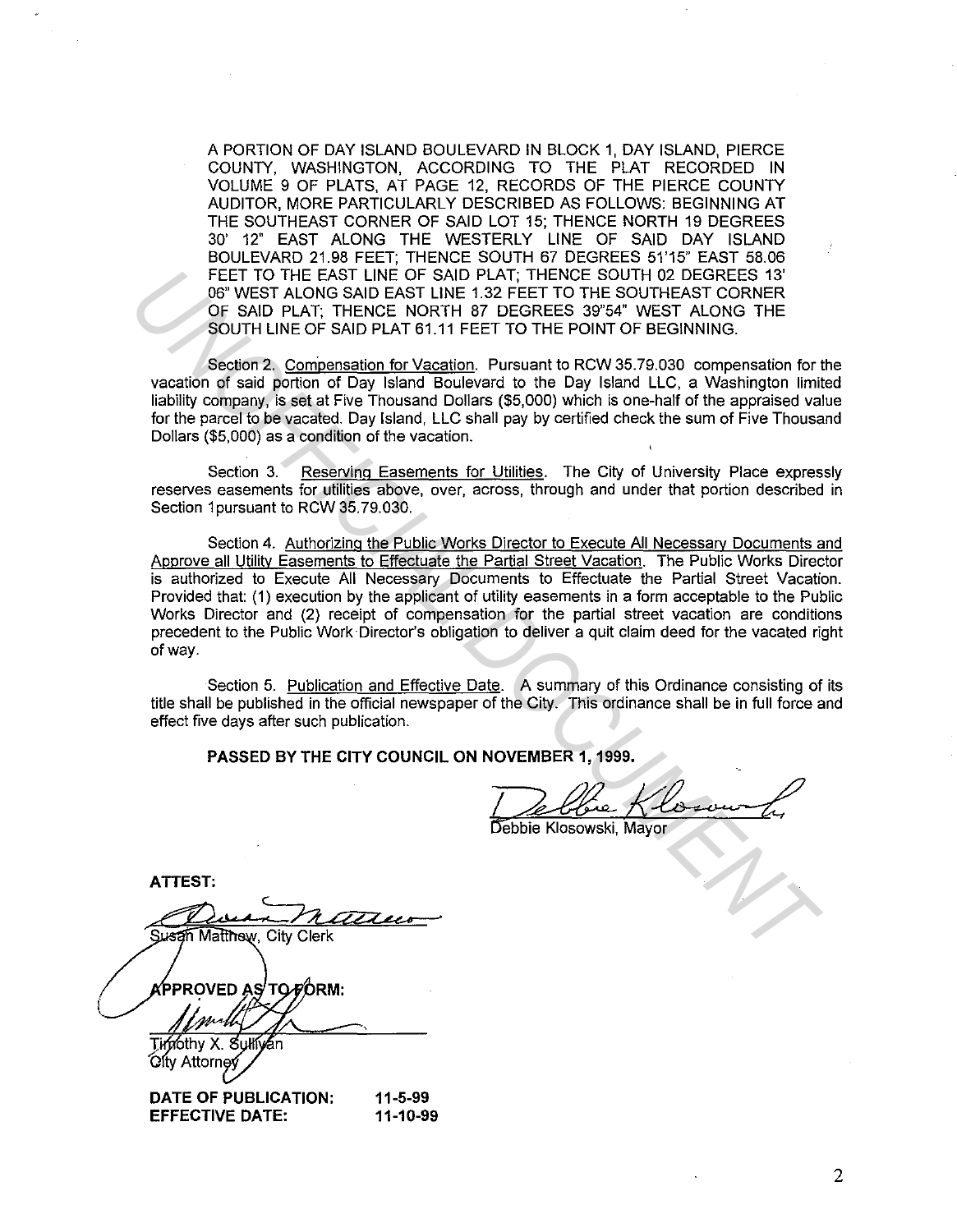A PORTION OF DAY ISLAND BOULEVARD IN BLOCK 1, DAY ISLAND, PIERCE COUNTY, WASHINGTON, ACCORDING TO THE PLAT RECORDED IN VOLUME 9 OF PLATS, AT PAGE 12, RECORDS OF THE PIERCE COUNTY AUDITOR, MORE PARTICULARLY DESCRIBED AS FOLLOWS: BEGINNING AT THE SOUTHEAST CORNER OF SAID LOT 15; THENCE NORTH 19 DEGREES 30' 12" EAST ALONG THE WESTERLY LINE OF SAID DAY ISLAND BOULEVARD 21.98 FEET; THENCE SOUTH 67 DEGREES 51'15" EAST 58.06 FEET TO THE EAST LINE OF SAID PLAT; THENCE SOUTH 02 DEGREES 13' 06" WEST ALONG SAID EAST LINE 1.32 FEET TO THE SOUTHEAST CORNER OF SAID PLAT; THENCE NORTH 87 DEGREES 39"54" WEST ALONG THE SOUTH LINE OF SAID PLAT 61.11 FEET TO THE POINT OF BEGINNING.

Section 2. Compensation for Vacation. Pursuant to RCW 35.79.030 compensation for the vacation of said portion of Day Island Boulevard to the Day Island LLC, a Washington limited liability company, is set at Five Thousand Dollars ($5,000) which is one-half of the appraised value for the parcel to be vacated. Day Island, LLC shall pay by certified check the sum of Five Thousand Dollars ($5,000) as a condition of the vacation.

Section 3. Reserving Easements for Utilities. The City of University Place expressly reserves easements for utilities above, over, across, through and under that portion described in Section 1pursuant to RCW 35.79.030.

Section 4. Authorizing the Public Works Director to Execute All Necessary Documents and Approve all Utility Easements to Effectuate the Partial Street Vacation. The Public Works Director is authorized to Execute All Necessary Documents to Effectuate the Partial Street Vacation. Provided that: (1) execution by the applicant of utility easements in a form acceptable to the Public Works Director and (2) receipt of compensation for the partial street vacation are conditions precedent to the Public Work Director's obligation to deliver a quit claim deed for the vacated right of way.

Section 5. Publication and Effective Date. A summary of this Ordinance consisting of its title shall be published in the official newspaper of the City. This ordinance shall be in full force and effect five days after such publication.

**PASSED BY THE CITY COUNCIL ON NOVEMBER 1, 1999.**

Debbie Klosowski, Mayor

**ATTEST:**

Susan Matthew, City Clerk

**APPROVED AS TO FORM:**

Timothy X. Sullivan
City Attorney

**DATE OF PUBLICATION:** 11-5-99
**EFFECTIVE DATE:** 11-10-99